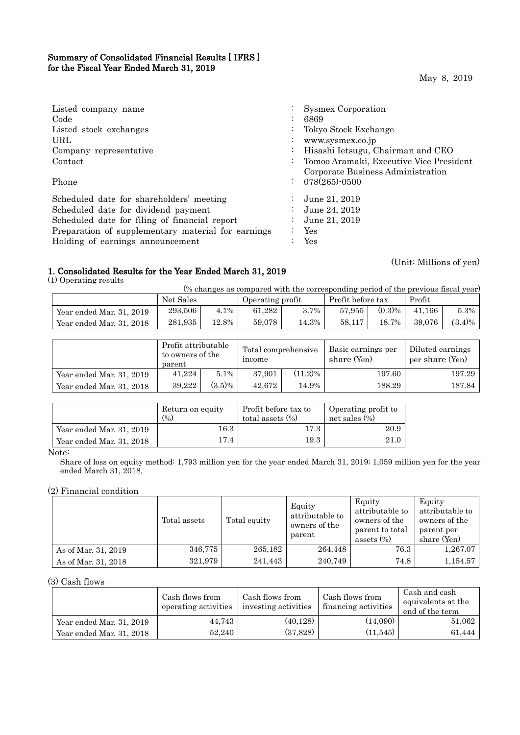# Summary of Consolidated Financial Results [ IFRS ] for the Fiscal Year Ended March 31, 2019

May 8, 2019

| | | |
|---|---|---|
| Listed company name | : | Sysmex Corporation |
| Code | : | 6869 |
| Listed stock exchanges | : | Tokyo Stock Exchange |
| URL | : | www.sysmex.co.jp |
| Company representative | : | Hisashi Ietsugu, Chairman and CEO |
| Contact | : | Tomoo Aramaki, Executive Vice President Corporate Business Administration |
| Phone | : | 078(265)-0500 |
| Scheduled date for shareholders' meeting | : | June 21, 2019 |
| Scheduled date for dividend payment | : | June 24, 2019 |
| Scheduled date for filing of financial report | : | June 21, 2019 |
| Preparation of supplementary material for earnings | : | Yes |
| Holding of earnings announcement | : | Yes |

(Unit: Millions of yen)

## 1. Consolidated Results for the Year Ended March 31, 2019

(1) Operating results

(% changes as compared with the corresponding period of the previous fiscal year)

| | Net Sales | | Operating profit | | Profit before tax | | Profit | |
|---|---|---|---|---|---|---|---|---|
| Year ended Mar. 31, 2019 | 293,506 | 4.1% | 61,282 | 3.7% | 57,955 | (0.3)% | 41,166 | 5.3% |
| Year ended Mar. 31, 2018 | 281,935 | 12.8% | 59,078 | 14.3% | 58,117 | 18.7% | 39,076 | (3.4)% |

| | Profit attributable to owners of the parent | | Total comprehensive income | | Basic earnings per share (Yen) | Diluted earnings per share (Yen) |
|---|---|---|---|---|---|---|
| Year ended Mar. 31, 2019 | 41,224 | 5.1% | 37,901 | (11.2)% | 197.60 | 197.29 |
| Year ended Mar. 31, 2018 | 39,222 | (3.5)% | 42,672 | 14.9% | 188.29 | 187.84 |

| | Return on equity (%) | Profit before tax to total assets (%) | Operating profit to net sales (%) |
|---|---|---|---|
| Year ended Mar. 31, 2019 | 16.3 | 17.3 | 20.9 |
| Year ended Mar. 31, 2018 | 17.4 | 19.3 | 21.0 |

Note:

Share of loss on equity method: 1,793 million yen for the year ended March 31, 2019; 1,059 million yen for the year ended March 31, 2018.

(2) Financial condition

| | Total assets | Total equity | Equity attributable to owners of the parent | Equity attributable to owners of the parent to total assets (%) | Equity attributable to owners of the parent per share (Yen) |
|---|---|---|---|---|---|
| As of Mar. 31, 2019 | 346,775 | 265,182 | 264,448 | 76.3 | 1,267.07 |
| As of Mar. 31, 2018 | 321,979 | 241,443 | 240,749 | 74.8 | 1,154.57 |

(3) Cash flows

| | Cash flows from operating activities | Cash flows from investing activities | Cash flows from financing activities | Cash and cash equivalents at the end of the term |
|---|---|---|---|---|
| Year ended Mar. 31, 2019 | 44,743 | (40,128) | (14,090) | 51,062 |
| Year ended Mar. 31, 2018 | 52,240 | (37,828) | (11,545) | 61,444 |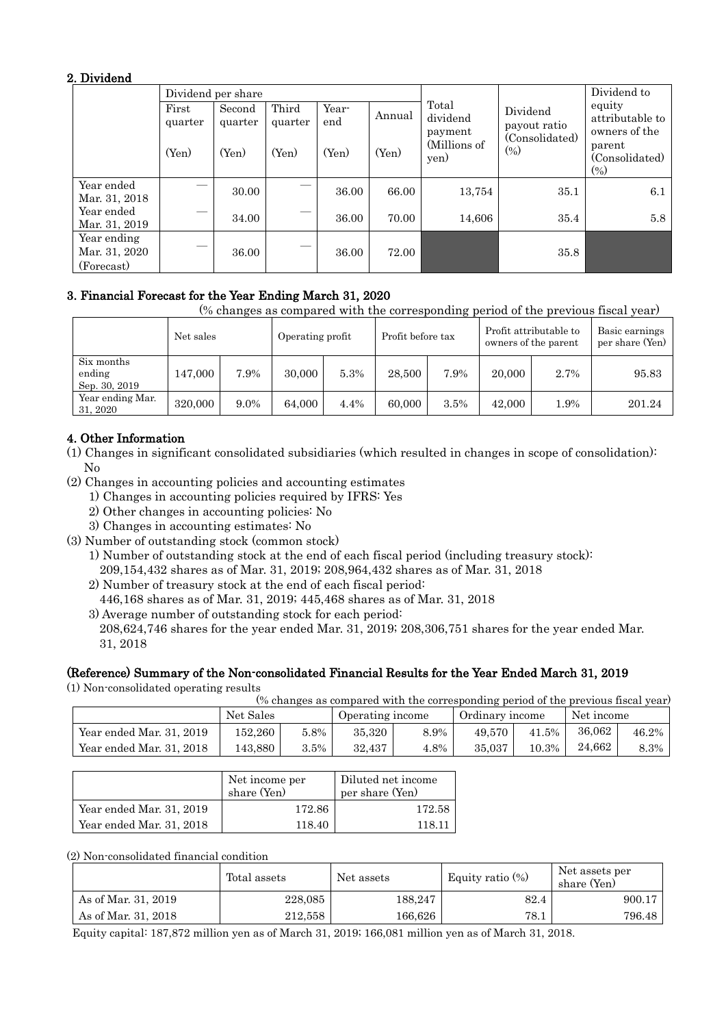## 2. Dividend

| | Dividend per share | | | | | Total dividend payment (Millions of yen) | Dividend payout ratio (Consolidated) (%) | Dividend to equity attributable to owners of the parent (Consolidated) (%) |
|---|---|---|---|---|---|---|---|---|
| | First quarter (Yen) | Second quarter (Yen) | Third quarter (Yen) | Year-end (Yen) | Annual (Yen) | | | |
| Year ended Mar. 31, 2018 | — | 30.00 | — | 36.00 | 66.00 | 13,754 | 35.1 | 6.1 |
| Year ended Mar. 31, 2019 | — | 34.00 | — | 36.00 | 70.00 | 14,606 | 35.4 | 5.8 |
| Year ending Mar. 31, 2020 (Forecast) | — | 36.00 | — | 36.00 | 72.00 | | 35.8 | |

## 3. Financial Forecast for the Year Ending March 31, 2020

(% changes as compared with the corresponding period of the previous fiscal year)

| | Net sales | | Operating profit | | Profit before tax | | Profit attributable to owners of the parent | | Basic earnings per share (Yen) |
|---|---|---|---|---|---|---|---|---|---|
| Six months ending Sep. 30, 2019 | 147,000 | 7.9% | 30,000 | 5.3% | 28,500 | 7.9% | 20,000 | 2.7% | 95.83 |
| Year ending Mar. 31, 2020 | 320,000 | 9.0% | 64,000 | 4.4% | 60,000 | 3.5% | 42,000 | 1.9% | 201.24 |

## 4. Other Information

(1) Changes in significant consolidated subsidiaries (which resulted in changes in scope of consolidation): No

(2) Changes in accounting policies and accounting estimates

1) Changes in accounting policies required by IFRS: Yes
2) Other changes in accounting policies: No
3) Changes in accounting estimates: No

(3) Number of outstanding stock (common stock)

1) Number of outstanding stock at the end of each fiscal period (including treasury stock): 209,154,432 shares as of Mar. 31, 2019; 208,964,432 shares as of Mar. 31, 2018
2) Number of treasury stock at the end of each fiscal period: 446,168 shares as of Mar. 31, 2019; 445,468 shares as of Mar. 31, 2018
3) Average number of outstanding stock for each period: 208,624,746 shares for the year ended Mar. 31, 2019; 208,306,751 shares for the year ended Mar. 31, 2018

## (Reference) Summary of the Non-consolidated Financial Results for the Year Ended March 31, 2019

(1) Non-consolidated operating results

(% changes as compared with the corresponding period of the previous fiscal year)

| | Net Sales | | Operating income | | Ordinary income | | Net income | |
|---|---|---|---|---|---|---|---|---|
| Year ended Mar. 31, 2019 | 152,260 | 5.8% | 35,320 | 8.9% | 49,570 | 41.5% | 36,062 | 46.2% |
| Year ended Mar. 31, 2018 | 143,880 | 3.5% | 32,437 | 4.8% | 35,037 | 10.3% | 24,662 | 8.3% |

| | Net income per share (Yen) | Diluted net income per share (Yen) |
|---|---|---|
| Year ended Mar. 31, 2019 | 172.86 | 172.58 |
| Year ended Mar. 31, 2018 | 118.40 | 118.11 |

(2) Non-consolidated financial condition

| | Total assets | Net assets | Equity ratio (%) | Net assets per share (Yen) |
|---|---|---|---|---|
| As of Mar. 31, 2019 | 228,085 | 188,247 | 82.4 | 900.17 |
| As of Mar. 31, 2018 | 212,558 | 166,626 | 78.1 | 796.48 |

Equity capital: 187,872 million yen as of March 31, 2019; 166,081 million yen as of March 31, 2018.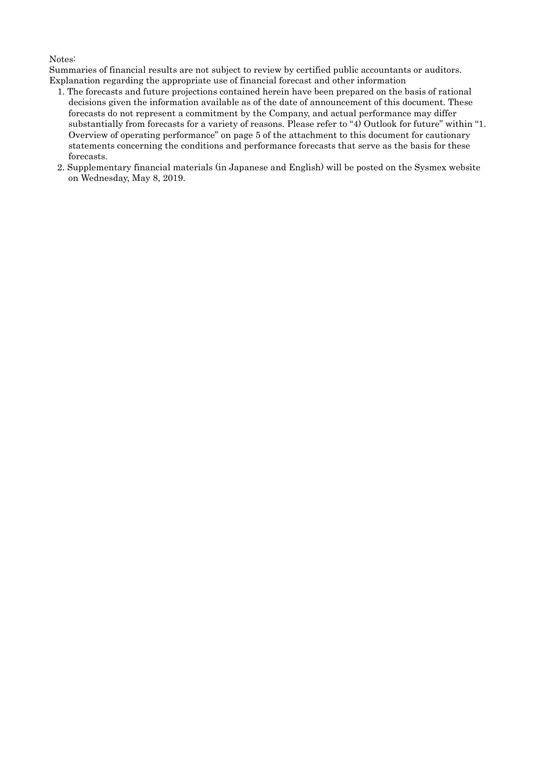Notes:

Summaries of financial results are not subject to review by certified public accountants or auditors.

Explanation regarding the appropriate use of financial forecast and other information

1. The forecasts and future projections contained herein have been prepared on the basis of rational decisions given the information available as of the date of announcement of this document. These forecasts do not represent a commitment by the Company, and actual performance may differ substantially from forecasts for a variety of reasons. Please refer to "4) Outlook for future" within "1. Overview of operating performance" on page 5 of the attachment to this document for cautionary statements concerning the conditions and performance forecasts that serve as the basis for these forecasts.
2. Supplementary financial materials (in Japanese and English) will be posted on the Sysmex website on Wednesday, May 8, 2019.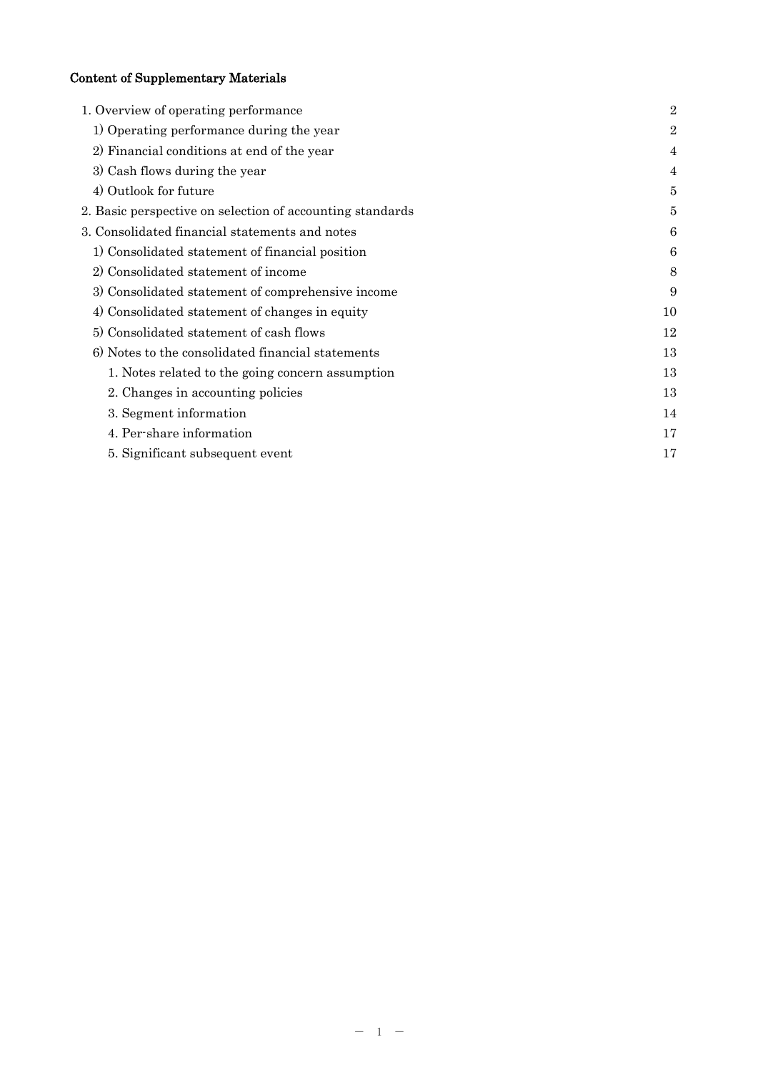## Content of Supplementary Materials

| | |
|---|---|
| 1. Overview of operating performance | 2 |
| 1) Operating performance during the year | 2 |
| 2) Financial conditions at end of the year | 4 |
| 3) Cash flows during the year | 4 |
| 4) Outlook for future | 5 |
| 2. Basic perspective on selection of accounting standards | 5 |
| 3. Consolidated financial statements and notes | 6 |
| 1) Consolidated statement of financial position | 6 |
| 2) Consolidated statement of income | 8 |
| 3) Consolidated statement of comprehensive income | 9 |
| 4) Consolidated statement of changes in equity | 10 |
| 5) Consolidated statement of cash flows | 12 |
| 6) Notes to the consolidated financial statements | 13 |
| 1. Notes related to the going concern assumption | 13 |
| 2. Changes in accounting policies | 13 |
| 3. Segment information | 14 |
| 4. Per-share information | 17 |
| 5. Significant subsequent event | 17 |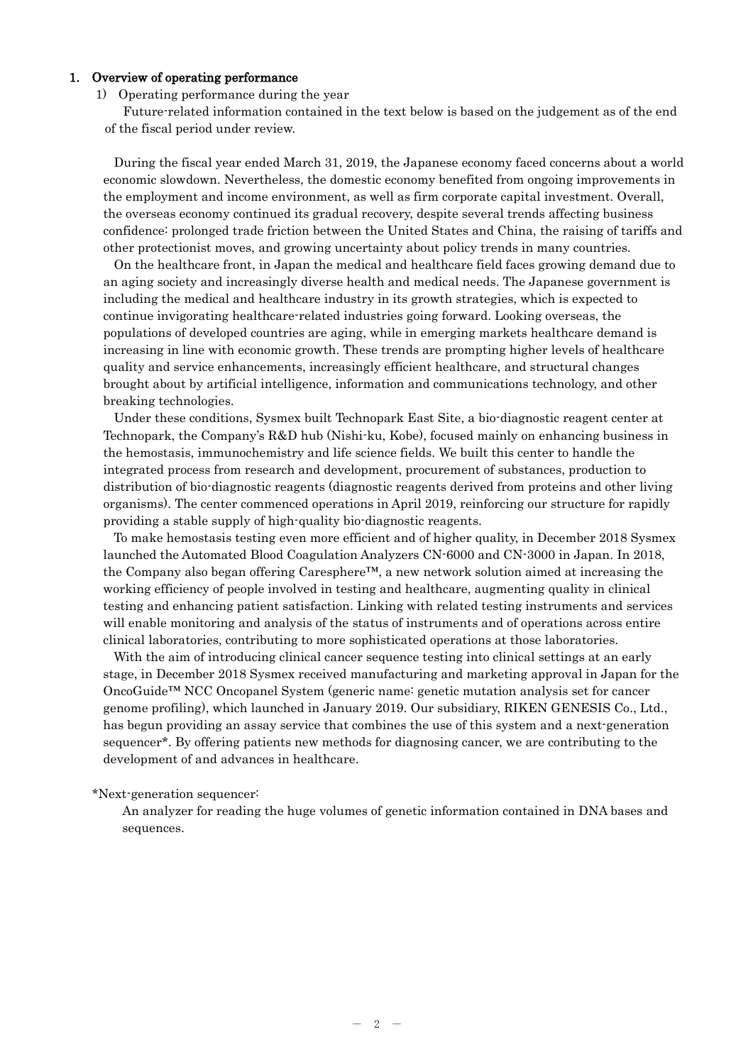## 1. Overview of operating performance

### 1) Operating performance during the year

Future-related information contained in the text below is based on the judgement as of the end of the fiscal period under review.

During the fiscal year ended March 31, 2019, the Japanese economy faced concerns about a world economic slowdown. Nevertheless, the domestic economy benefited from ongoing improvements in the employment and income environment, as well as firm corporate capital investment. Overall, the overseas economy continued its gradual recovery, despite several trends affecting business confidence: prolonged trade friction between the United States and China, the raising of tariffs and other protectionist moves, and growing uncertainty about policy trends in many countries.

On the healthcare front, in Japan the medical and healthcare field faces growing demand due to an aging society and increasingly diverse health and medical needs. The Japanese government is including the medical and healthcare industry in its growth strategies, which is expected to continue invigorating healthcare-related industries going forward. Looking overseas, the populations of developed countries are aging, while in emerging markets healthcare demand is increasing in line with economic growth. These trends are prompting higher levels of healthcare quality and service enhancements, increasingly efficient healthcare, and structural changes brought about by artificial intelligence, information and communications technology, and other breaking technologies.

Under these conditions, Sysmex built Technopark East Site, a bio-diagnostic reagent center at Technopark, the Company's R&D hub (Nishi-ku, Kobe), focused mainly on enhancing business in the hemostasis, immunochemistry and life science fields. We built this center to handle the integrated process from research and development, procurement of substances, production to distribution of bio-diagnostic reagents (diagnostic reagents derived from proteins and other living organisms). The center commenced operations in April 2019, reinforcing our structure for rapidly providing a stable supply of high-quality bio-diagnostic reagents.

To make hemostasis testing even more efficient and of higher quality, in December 2018 Sysmex launched the Automated Blood Coagulation Analyzers CN-6000 and CN-3000 in Japan. In 2018, the Company also began offering Caresphere™, a new network solution aimed at increasing the working efficiency of people involved in testing and healthcare, augmenting quality in clinical testing and enhancing patient satisfaction. Linking with related testing instruments and services will enable monitoring and analysis of the status of instruments and of operations across entire clinical laboratories, contributing to more sophisticated operations at those laboratories.

With the aim of introducing clinical cancer sequence testing into clinical settings at an early stage, in December 2018 Sysmex received manufacturing and marketing approval in Japan for the OncoGuide™ NCC Oncopanel System (generic name: genetic mutation analysis set for cancer genome profiling), which launched in January 2019. Our subsidiary, RIKEN GENESIS Co., Ltd., has begun providing an assay service that combines the use of this system and a next-generation sequencer*. By offering patients new methods for diagnosing cancer, we are contributing to the development of and advances in healthcare.

*Next-generation sequencer:

An analyzer for reading the huge volumes of genetic information contained in DNA bases and sequences.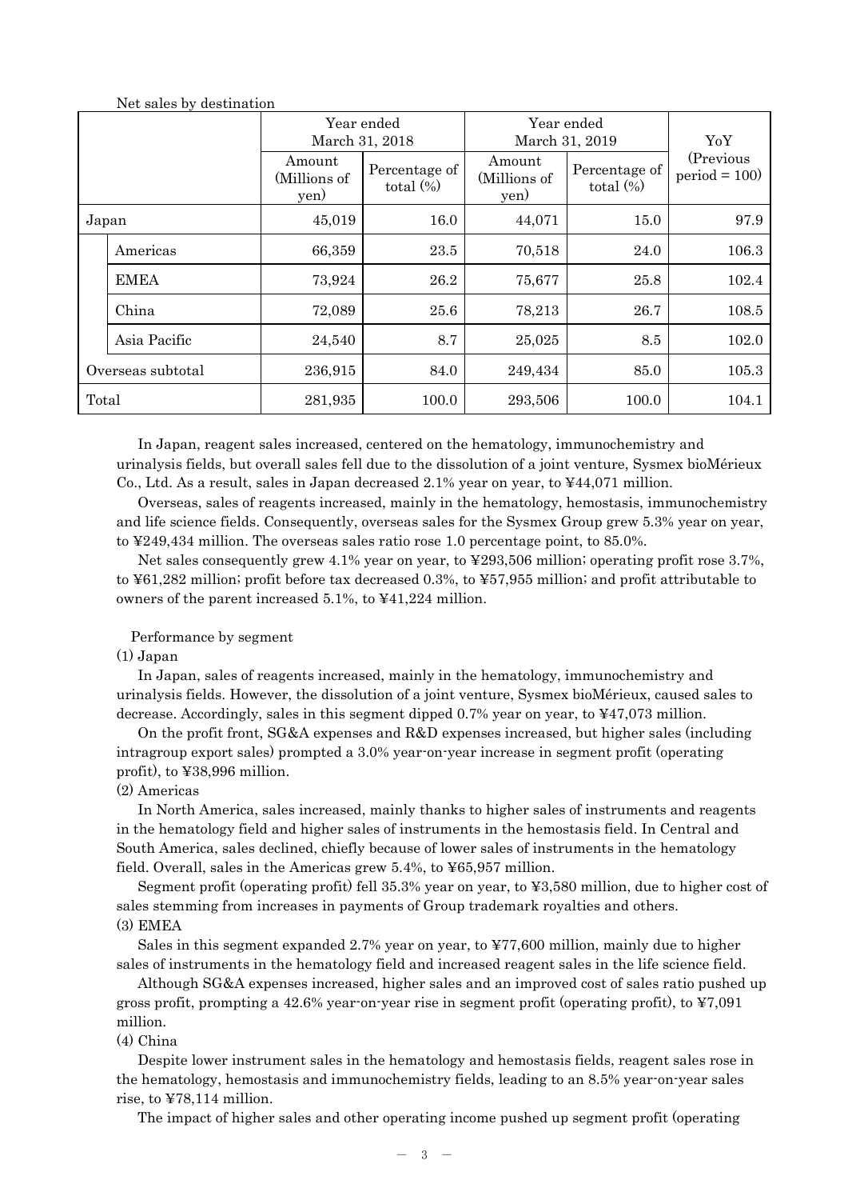Net sales by destination

| | | Year ended March 31, 2018 | | Year ended March 31, 2019 | | YoY (Previous period = 100) |
|---|---|---|---|---|---|---|
| | | Amount (Millions of yen) | Percentage of total (%) | Amount (Millions of yen) | Percentage of total (%) | |
| Japan | | 45,019 | 16.0 | 44,071 | 15.0 | 97.9 |
| | Americas | 66,359 | 23.5 | 70,518 | 24.0 | 106.3 |
| | EMEA | 73,924 | 26.2 | 75,677 | 25.8 | 102.4 |
| | China | 72,089 | 25.6 | 78,213 | 26.7 | 108.5 |
| | Asia Pacific | 24,540 | 8.7 | 25,025 | 8.5 | 102.0 |
| Overseas subtotal | | 236,915 | 84.0 | 249,434 | 85.0 | 105.3 |
| Total | | 281,935 | 100.0 | 293,506 | 100.0 | 104.1 |

In Japan, reagent sales increased, centered on the hematology, immunochemistry and urinalysis fields, but overall sales fell due to the dissolution of a joint venture, Sysmex bioMérieux Co., Ltd. As a result, sales in Japan decreased 2.1% year on year, to ¥44,071 million.

Overseas, sales of reagents increased, mainly in the hematology, hemostasis, immunochemistry and life science fields. Consequently, overseas sales for the Sysmex Group grew 5.3% year on year, to ¥249,434 million. The overseas sales ratio rose 1.0 percentage point, to 85.0%.

Net sales consequently grew 4.1% year on year, to ¥293,506 million; operating profit rose 3.7%, to ¥61,282 million; profit before tax decreased 0.3%, to ¥57,955 million; and profit attributable to owners of the parent increased 5.1%, to ¥41,224 million.

Performance by segment

(1) Japan

In Japan, sales of reagents increased, mainly in the hematology, immunochemistry and urinalysis fields. However, the dissolution of a joint venture, Sysmex bioMérieux, caused sales to decrease. Accordingly, sales in this segment dipped 0.7% year on year, to ¥47,073 million.

On the profit front, SG&A expenses and R&D expenses increased, but higher sales (including intragroup export sales) prompted a 3.0% year-on-year increase in segment profit (operating profit), to ¥38,996 million.

(2) Americas

In North America, sales increased, mainly thanks to higher sales of instruments and reagents in the hematology field and higher sales of instruments in the hemostasis field. In Central and South America, sales declined, chiefly because of lower sales of instruments in the hematology field. Overall, sales in the Americas grew 5.4%, to ¥65,957 million.

Segment profit (operating profit) fell 35.3% year on year, to ¥3,580 million, due to higher cost of sales stemming from increases in payments of Group trademark royalties and others.

(3) EMEA

Sales in this segment expanded 2.7% year on year, to ¥77,600 million, mainly due to higher sales of instruments in the hematology field and increased reagent sales in the life science field.

Although SG&A expenses increased, higher sales and an improved cost of sales ratio pushed up gross profit, prompting a 42.6% year-on-year rise in segment profit (operating profit), to ¥7,091 million.

(4) China

Despite lower instrument sales in the hematology and hemostasis fields, reagent sales rose in the hematology, hemostasis and immunochemistry fields, leading to an 8.5% year-on-year sales rise, to ¥78,114 million.

The impact of higher sales and other operating income pushed up segment profit (operating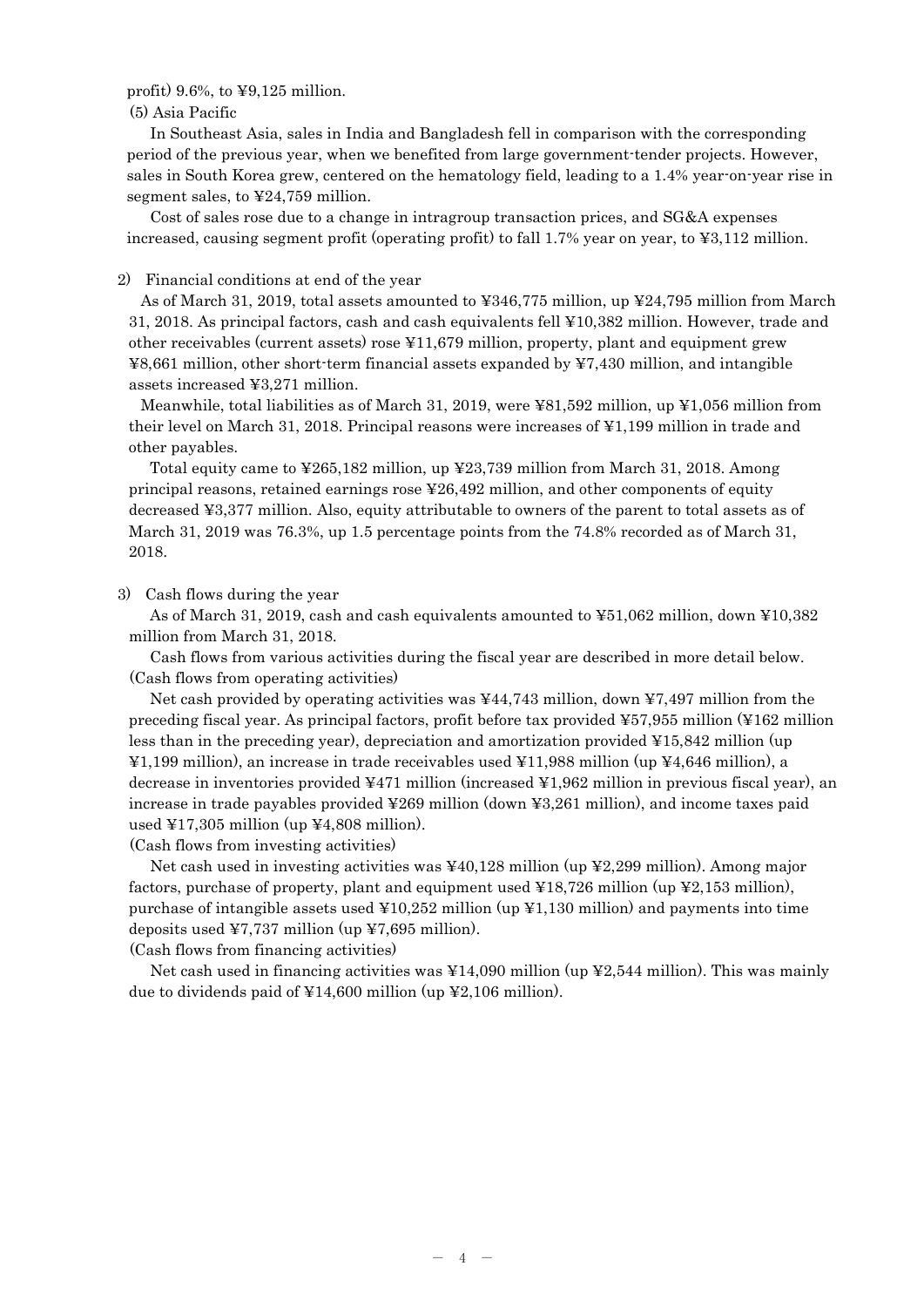profit) 9.6%, to ¥9,125 million.

(5) Asia Pacific

In Southeast Asia, sales in India and Bangladesh fell in comparison with the corresponding period of the previous year, when we benefited from large government-tender projects. However, sales in South Korea grew, centered on the hematology field, leading to a 1.4% year-on-year rise in segment sales, to ¥24,759 million.

Cost of sales rose due to a change in intragroup transaction prices, and SG&A expenses increased, causing segment profit (operating profit) to fall 1.7% year on year, to ¥3,112 million.

2) Financial conditions at end of the year

As of March 31, 2019, total assets amounted to ¥346,775 million, up ¥24,795 million from March 31, 2018. As principal factors, cash and cash equivalents fell ¥10,382 million. However, trade and other receivables (current assets) rose ¥11,679 million, property, plant and equipment grew ¥8,661 million, other short-term financial assets expanded by ¥7,430 million, and intangible assets increased ¥3,271 million.

Meanwhile, total liabilities as of March 31, 2019, were ¥81,592 million, up ¥1,056 million from their level on March 31, 2018. Principal reasons were increases of ¥1,199 million in trade and other payables.

Total equity came to ¥265,182 million, up ¥23,739 million from March 31, 2018. Among principal reasons, retained earnings rose ¥26,492 million, and other components of equity decreased ¥3,377 million. Also, equity attributable to owners of the parent to total assets as of March 31, 2019 was 76.3%, up 1.5 percentage points from the 74.8% recorded as of March 31, 2018.

3) Cash flows during the year

As of March 31, 2019, cash and cash equivalents amounted to ¥51,062 million, down ¥10,382 million from March 31, 2018.

Cash flows from various activities during the fiscal year are described in more detail below.

(Cash flows from operating activities)

Net cash provided by operating activities was ¥44,743 million, down ¥7,497 million from the preceding fiscal year. As principal factors, profit before tax provided ¥57,955 million (¥162 million less than in the preceding year), depreciation and amortization provided ¥15,842 million (up ¥1,199 million), an increase in trade receivables used ¥11,988 million (up ¥4,646 million), a decrease in inventories provided ¥471 million (increased ¥1,962 million in previous fiscal year), an increase in trade payables provided ¥269 million (down ¥3,261 million), and income taxes paid used ¥17,305 million (up ¥4,808 million).

(Cash flows from investing activities)

Net cash used in investing activities was ¥40,128 million (up ¥2,299 million). Among major factors, purchase of property, plant and equipment used ¥18,726 million (up ¥2,153 million), purchase of intangible assets used ¥10,252 million (up ¥1,130 million) and payments into time deposits used ¥7,737 million (up ¥7,695 million).

(Cash flows from financing activities)

Net cash used in financing activities was ¥14,090 million (up ¥2,544 million). This was mainly due to dividends paid of ¥14,600 million (up ¥2,106 million).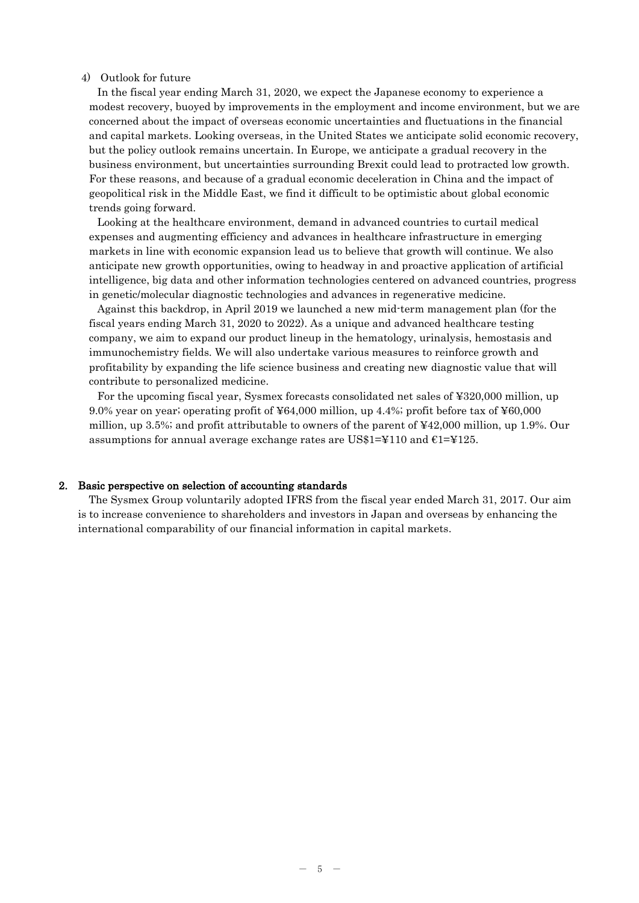4) Outlook for future

In the fiscal year ending March 31, 2020, we expect the Japanese economy to experience a modest recovery, buoyed by improvements in the employment and income environment, but we are concerned about the impact of overseas economic uncertainties and fluctuations in the financial and capital markets. Looking overseas, in the United States we anticipate solid economic recovery, but the policy outlook remains uncertain. In Europe, we anticipate a gradual recovery in the business environment, but uncertainties surrounding Brexit could lead to protracted low growth. For these reasons, and because of a gradual economic deceleration in China and the impact of geopolitical risk in the Middle East, we find it difficult to be optimistic about global economic trends going forward.

Looking at the healthcare environment, demand in advanced countries to curtail medical expenses and augmenting efficiency and advances in healthcare infrastructure in emerging markets in line with economic expansion lead us to believe that growth will continue. We also anticipate new growth opportunities, owing to headway in and proactive application of artificial intelligence, big data and other information technologies centered on advanced countries, progress in genetic/molecular diagnostic technologies and advances in regenerative medicine.

Against this backdrop, in April 2019 we launched a new mid-term management plan (for the fiscal years ending March 31, 2020 to 2022). As a unique and advanced healthcare testing company, we aim to expand our product lineup in the hematology, urinalysis, hemostasis and immunochemistry fields. We will also undertake various measures to reinforce growth and profitability by expanding the life science business and creating new diagnostic value that will contribute to personalized medicine.

For the upcoming fiscal year, Sysmex forecasts consolidated net sales of ¥320,000 million, up 9.0% year on year; operating profit of ¥64,000 million, up 4.4%; profit before tax of ¥60,000 million, up 3.5%; and profit attributable to owners of the parent of ¥42,000 million, up 1.9%. Our assumptions for annual average exchange rates are US$1=¥110 and €1=¥125.

## 2. Basic perspective on selection of accounting standards

The Sysmex Group voluntarily adopted IFRS from the fiscal year ended March 31, 2017. Our aim is to increase convenience to shareholders and investors in Japan and overseas by enhancing the international comparability of our financial information in capital markets.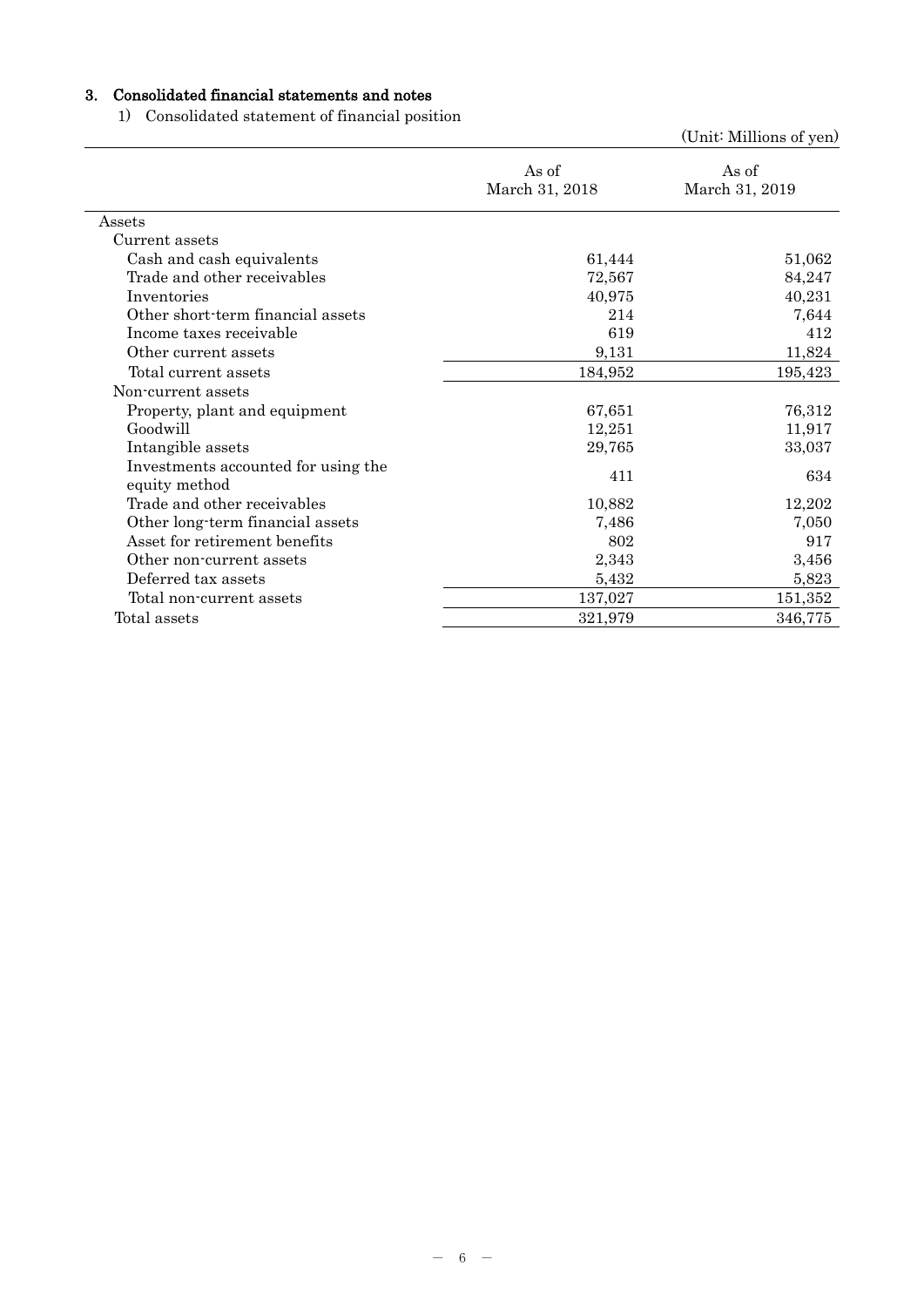## 3. Consolidated financial statements and notes

1) Consolidated statement of financial position

(Unit: Millions of yen)

| | As of March 31, 2018 | As of March 31, 2019 |
|---|---|---|
| Assets | | |
| Current assets | | |
| Cash and cash equivalents | 61,444 | 51,062 |
| Trade and other receivables | 72,567 | 84,247 |
| Inventories | 40,975 | 40,231 |
| Other short-term financial assets | 214 | 7,644 |
| Income taxes receivable | 619 | 412 |
| Other current assets | 9,131 | 11,824 |
| Total current assets | 184,952 | 195,423 |
| Non-current assets | | |
| Property, plant and equipment | 67,651 | 76,312 |
| Goodwill | 12,251 | 11,917 |
| Intangible assets | 29,765 | 33,037 |
| Investments accounted for using the equity method | 411 | 634 |
| Trade and other receivables | 10,882 | 12,202 |
| Other long-term financial assets | 7,486 | 7,050 |
| Asset for retirement benefits | 802 | 917 |
| Other non-current assets | 2,343 | 3,456 |
| Deferred tax assets | 5,432 | 5,823 |
| Total non-current assets | 137,027 | 151,352 |
| Total assets | 321,979 | 346,775 |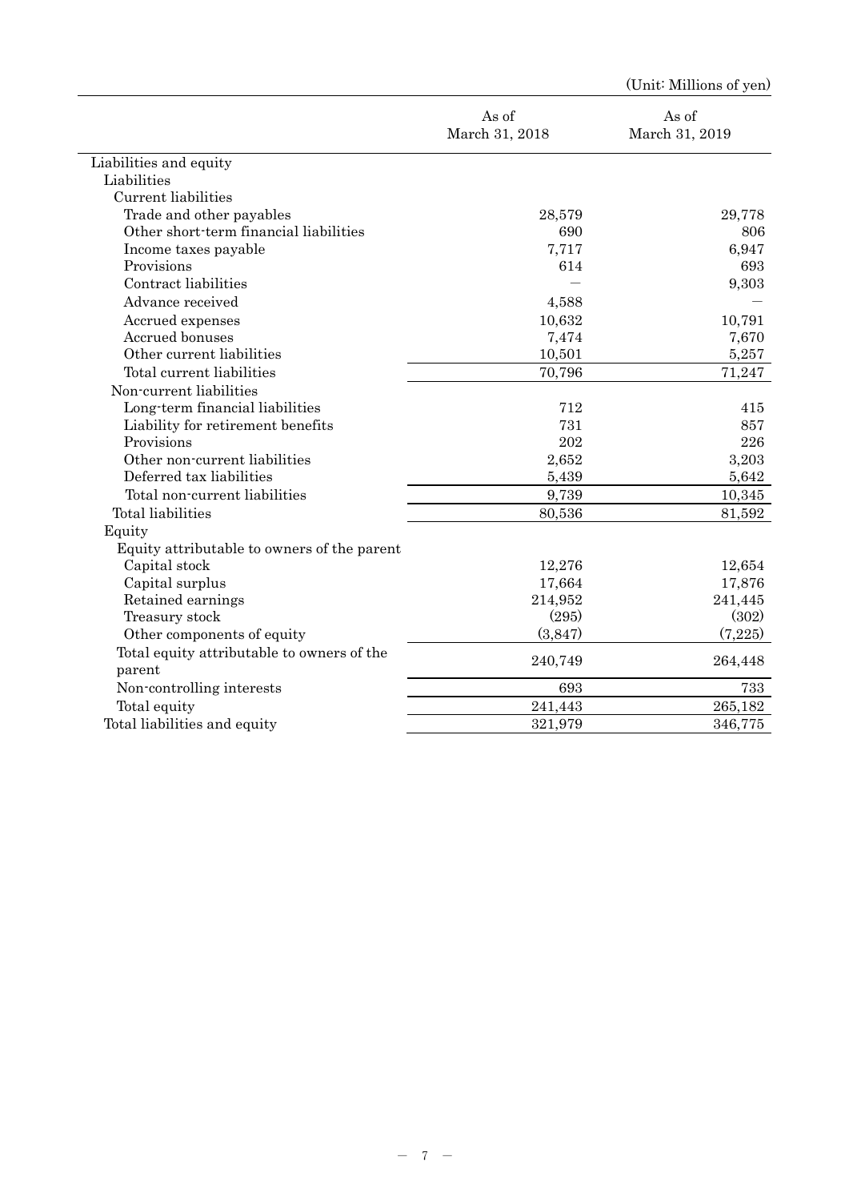(Unit: Millions of yen)

| | As of March 31, 2018 | As of March 31, 2019 |
|---|---|---|
| Liabilities and equity | | |
| Liabilities | | |
| Current liabilities | | |
| Trade and other payables | 28,579 | 29,778 |
| Other short-term financial liabilities | 690 | 806 |
| Income taxes payable | 7,717 | 6,947 |
| Provisions | 614 | 693 |
| Contract liabilities | — | 9,303 |
| Advance received | 4,588 | — |
| Accrued expenses | 10,632 | 10,791 |
| Accrued bonuses | 7,474 | 7,670 |
| Other current liabilities | 10,501 | 5,257 |
| Total current liabilities | 70,796 | 71,247 |
| Non-current liabilities | | |
| Long-term financial liabilities | 712 | 415 |
| Liability for retirement benefits | 731 | 857 |
| Provisions | 202 | 226 |
| Other non-current liabilities | 2,652 | 3,203 |
| Deferred tax liabilities | 5,439 | 5,642 |
| Total non-current liabilities | 9,739 | 10,345 |
| Total liabilities | 80,536 | 81,592 |
| Equity | | |
| Equity attributable to owners of the parent | | |
| Capital stock | 12,276 | 12,654 |
| Capital surplus | 17,664 | 17,876 |
| Retained earnings | 214,952 | 241,445 |
| Treasury stock | (295) | (302) |
| Other components of equity | (3,847) | (7,225) |
| Total equity attributable to owners of the parent | 240,749 | 264,448 |
| Non-controlling interests | 693 | 733 |
| Total equity | 241,443 | 265,182 |
| Total liabilities and equity | 321,979 | 346,775 |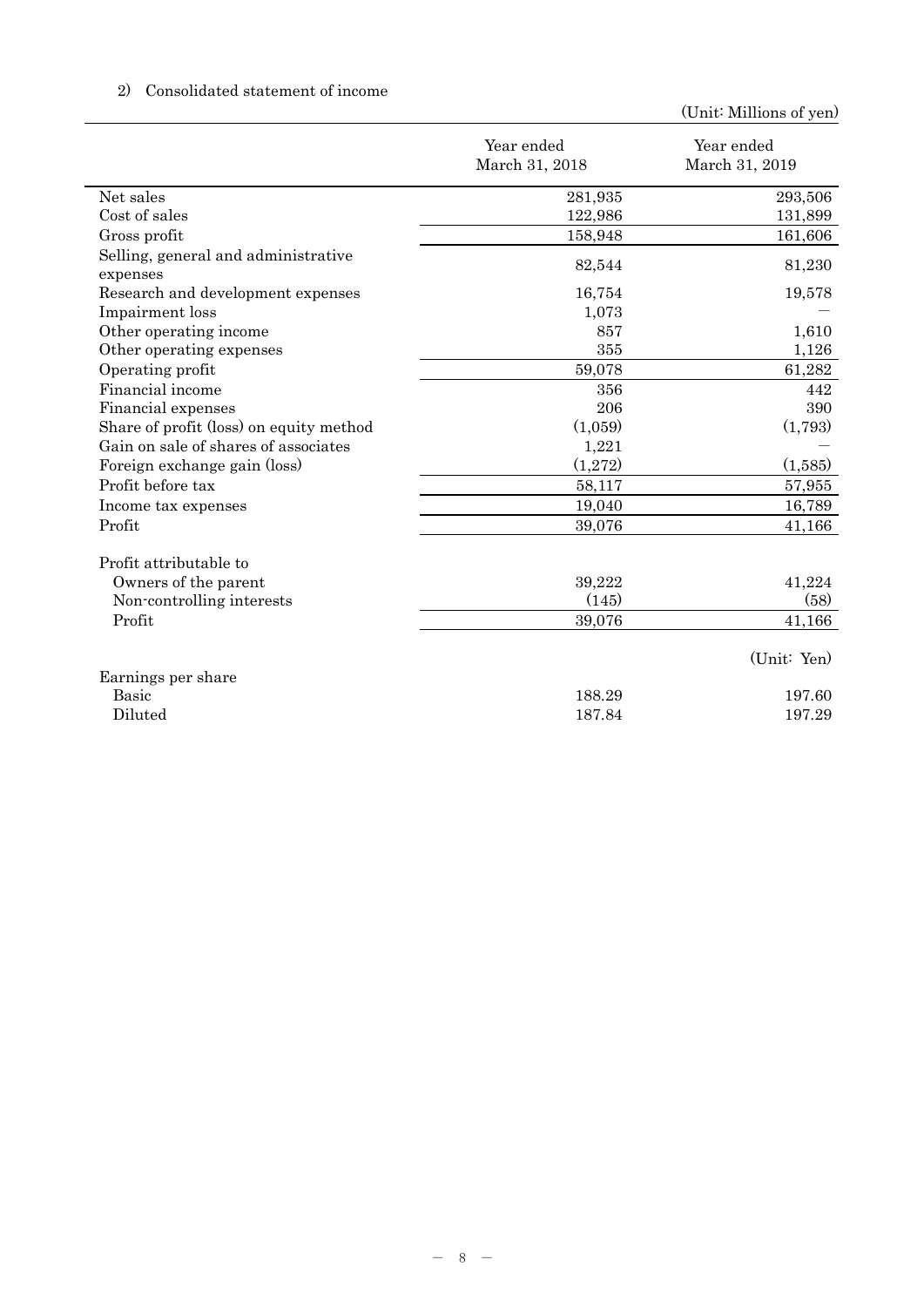2) Consolidated statement of income

(Unit: Millions of yen)

| | Year ended March 31, 2018 | Year ended March 31, 2019 |
|---|---|---|
| Net sales | 281,935 | 293,506 |
| Cost of sales | 122,986 | 131,899 |
| Gross profit | 158,948 | 161,606 |
| Selling, general and administrative expenses | 82,544 | 81,230 |
| Research and development expenses | 16,754 | 19,578 |
| Impairment loss | 1,073 | — |
| Other operating income | 857 | 1,610 |
| Other operating expenses | 355 | 1,126 |
| Operating profit | 59,078 | 61,282 |
| Financial income | 356 | 442 |
| Financial expenses | 206 | 390 |
| Share of profit (loss) on equity method | (1,059) | (1,793) |
| Gain on sale of shares of associates | 1,221 | — |
| Foreign exchange gain (loss) | (1,272) | (1,585) |
| Profit before tax | 58,117 | 57,955 |
| Income tax expenses | 19,040 | 16,789 |
| Profit | 39,076 | 41,166 |
| | | |
| Profit attributable to | | |
| Owners of the parent | 39,222 | 41,224 |
| Non-controlling interests | (145) | (58) |
| Profit | 39,076 | 41,166 |
| | | (Unit: Yen) |
| Earnings per share | | |
| Basic | 188.29 | 197.60 |
| Diluted | 187.84 | 197.29 |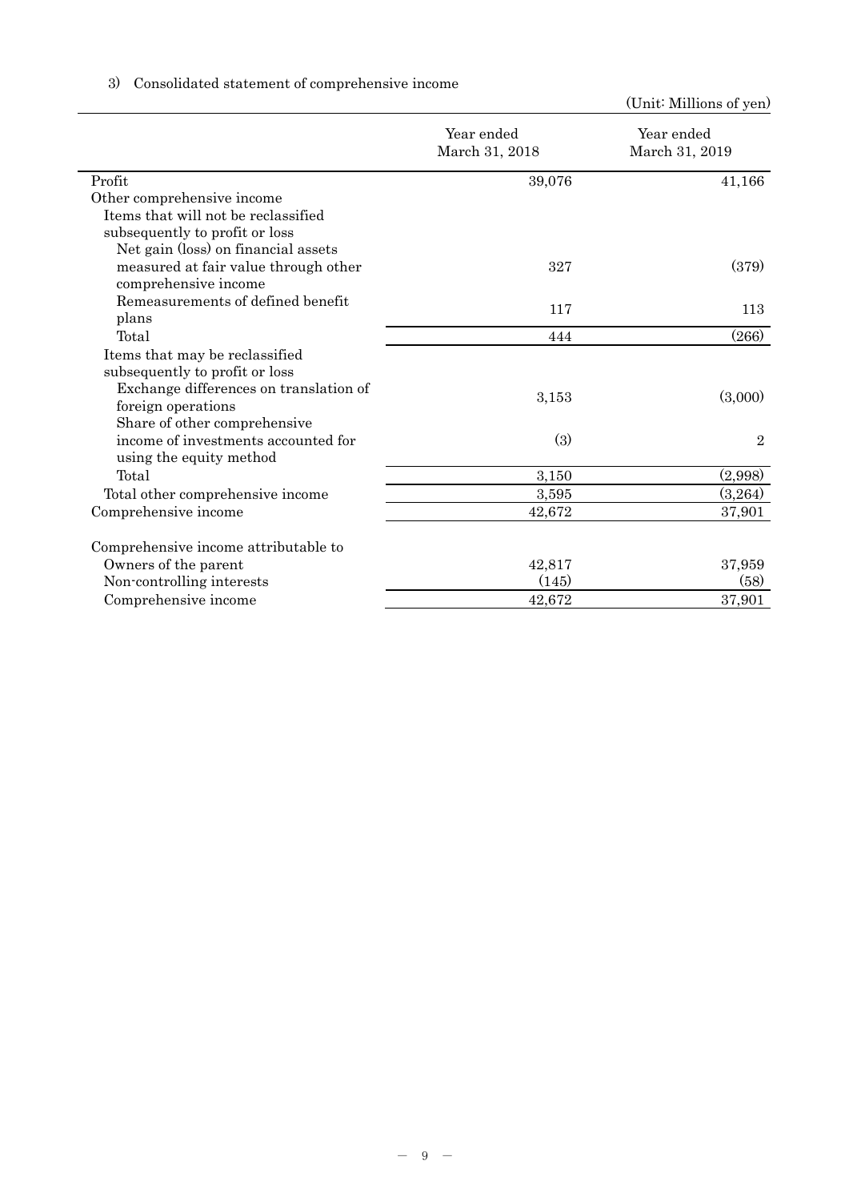3) Consolidated statement of comprehensive income

(Unit: Millions of yen)

| | Year ended March 31, 2018 | Year ended March 31, 2019 |
|---|---|---|
| Profit | 39,076 | 41,166 |
| Other comprehensive income | | |
| Items that will not be reclassified subsequently to profit or loss | | |
| Net gain (loss) on financial assets measured at fair value through other comprehensive income | 327 | (379) |
| Remeasurements of defined benefit plans | 117 | 113 |
| Total | 444 | (266) |
| Items that may be reclassified subsequently to profit or loss | | |
| Exchange differences on translation of foreign operations | 3,153 | (3,000) |
| Share of other comprehensive income of investments accounted for using the equity method | (3) | 2 |
| Total | 3,150 | (2,998) |
| Total other comprehensive income | 3,595 | (3,264) |
| Comprehensive income | 42,672 | 37,901 |
| | | |
| Comprehensive income attributable to | | |
| Owners of the parent | 42,817 | 37,959 |
| Non-controlling interests | (145) | (58) |
| Comprehensive income | 42,672 | 37,901 |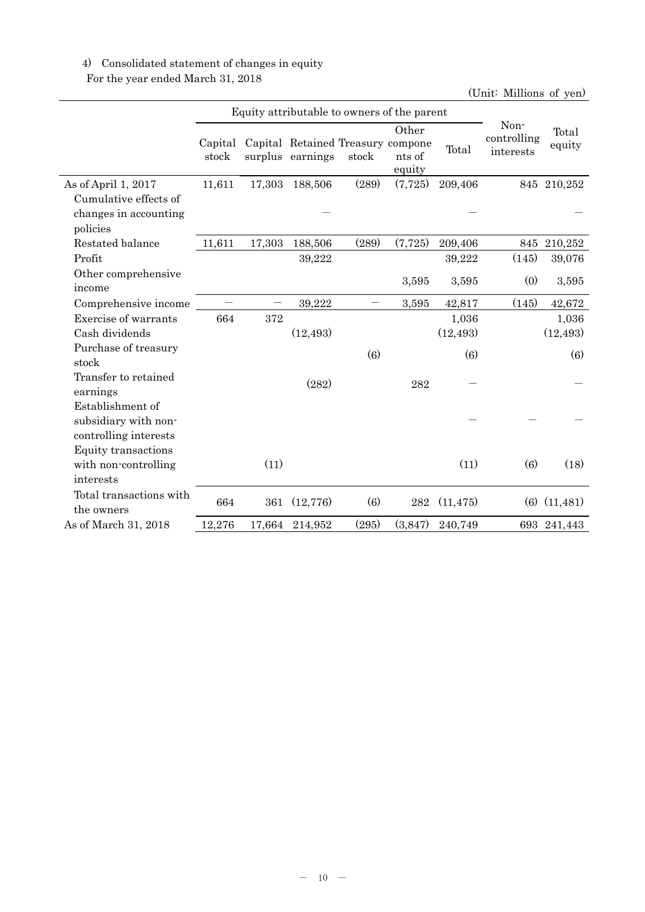4) Consolidated statement of changes in equity

For the year ended March 31, 2018

(Unit: Millions of yen)

| | Equity attributable to owners of the parent | | | | | | Non-controlling interests | Total equity |
|---|---|---|---|---|---|---|---|---|
| | Capital stock | Capital surplus | Retained earnings | Treasury stock | Other components of equity | Total | | |
| As of April 1, 2017 | 11,611 | 17,303 | 188,506 | (289) | (7,725) | 209,406 | 845 | 210,252 |
| Cumulative effects of changes in accounting policies | | | ― | | | ― | | ― |
| Restated balance | 11,611 | 17,303 | 188,506 | (289) | (7,725) | 209,406 | 845 | 210,252 |
| Profit | | | 39,222 | | | 39,222 | (145) | 39,076 |
| Other comprehensive income | | | | | 3,595 | 3,595 | (0) | 3,595 |
| Comprehensive income | ― | ― | 39,222 | ― | 3,595 | 42,817 | (145) | 42,672 |
| Exercise of warrants | 664 | 372 | | | | 1,036 | | 1,036 |
| Cash dividends | | | (12,493) | | | (12,493) | | (12,493) |
| Purchase of treasury stock | | | | (6) | | (6) | | (6) |
| Transfer to retained earnings | | | (282) | | 282 | ― | | ― |
| Establishment of subsidiary with non-controlling interests | | | | | | ― | ― | ― |
| Equity transactions with non-controlling interests | | (11) | | | | (11) | (6) | (18) |
| Total transactions with the owners | 664 | 361 | (12,776) | (6) | 282 | (11,475) | (6) | (11,481) |
| As of March 31, 2018 | 12,276 | 17,664 | 214,952 | (295) | (3,847) | 240,749 | 693 | 241,443 |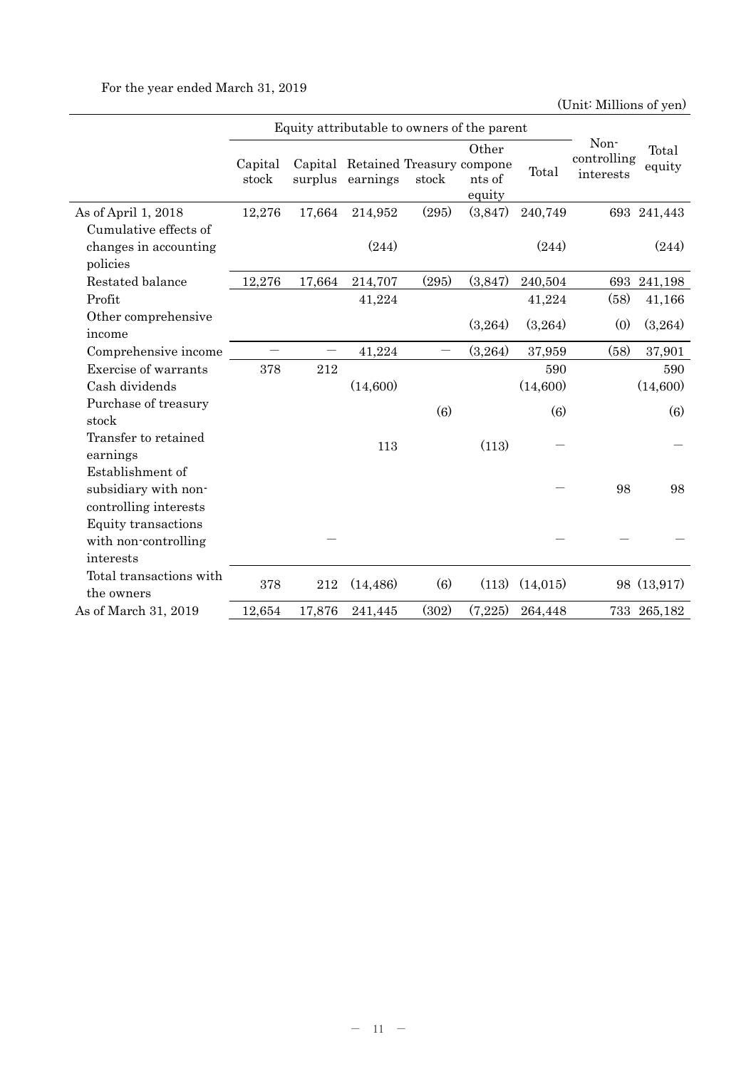For the year ended March 31, 2019

(Unit: Millions of yen)

| | Equity attributable to owners of the parent | | | | | | Non-controlling interests | Total equity |
|---|---|---|---|---|---|---|---|---|
| | Capital stock | Capital surplus | Retained earnings | Treasury stock | Other components of equity | Total | | |
| As of April 1, 2018 | 12,276 | 17,664 | 214,952 | (295) | (3,847) | 240,749 | 693 | 241,443 |
| Cumulative effects of changes in accounting policies | | | (244) | | | (244) | | (244) |
| Restated balance | 12,276 | 17,664 | 214,707 | (295) | (3,847) | 240,504 | 693 | 241,198 |
| Profit | | | 41,224 | | | 41,224 | (58) | 41,166 |
| Other comprehensive income | | | | | (3,264) | (3,264) | (0) | (3,264) |
| Comprehensive income | ― | ― | 41,224 | ― | (3,264) | 37,959 | (58) | 37,901 |
| Exercise of warrants | 378 | 212 | | | | 590 | | 590 |
| Cash dividends | | | (14,600) | | | (14,600) | | (14,600) |
| Purchase of treasury stock | | | | (6) | | (6) | | (6) |
| Transfer to retained earnings | | | 113 | | (113) | ― | | ― |
| Establishment of subsidiary with non-controlling interests | | | | | | ― | 98 | 98 |
| Equity transactions with non-controlling interests | | ― | | | | ― | ― | ― |
| Total transactions with the owners | 378 | 212 | (14,486) | (6) | (113) | (14,015) | 98 | (13,917) |
| As of March 31, 2019 | 12,654 | 17,876 | 241,445 | (302) | (7,225) | 264,448 | 733 | 265,182 |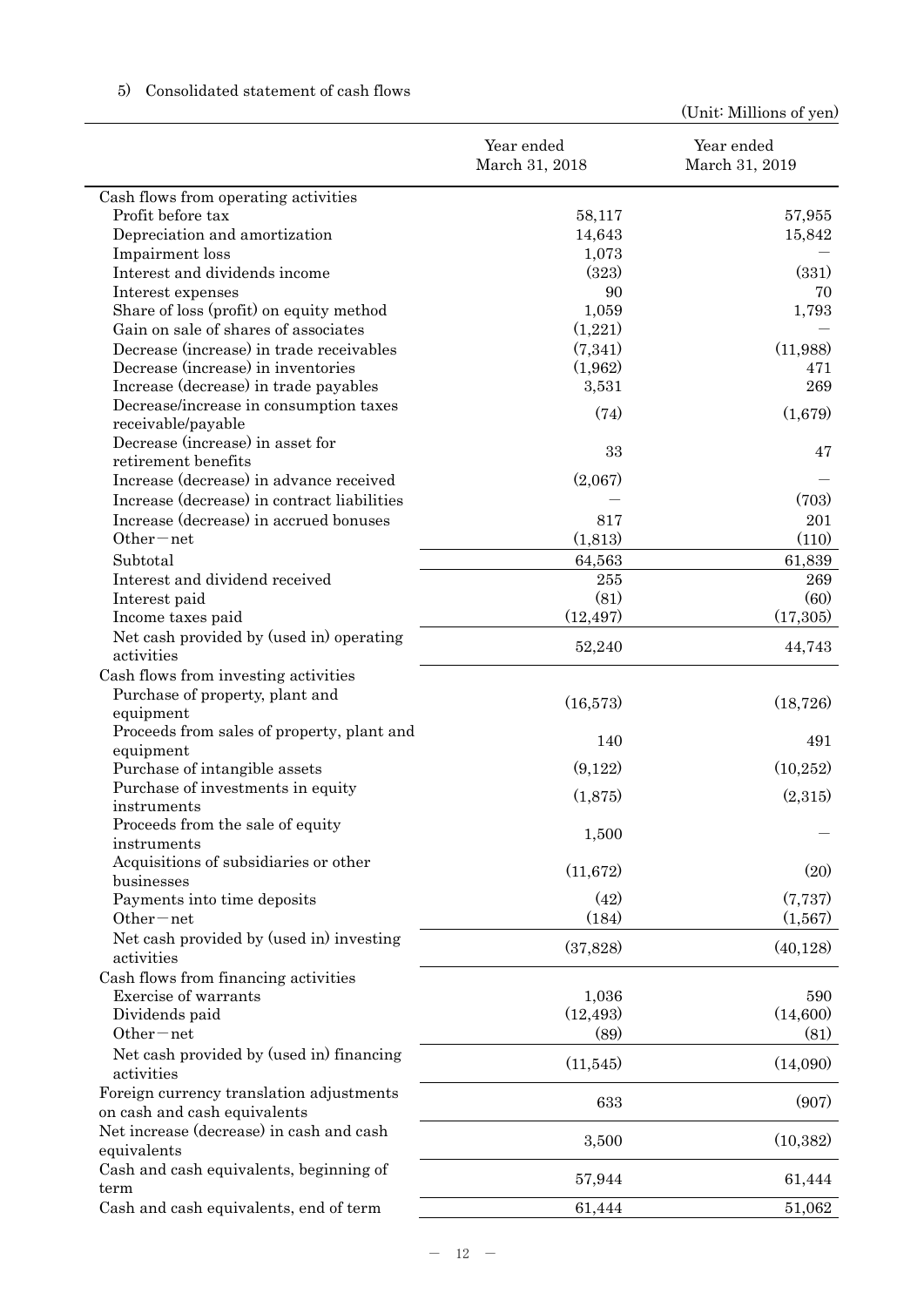5) Consolidated statement of cash flows

(Unit: Millions of yen)

| | Year ended March 31, 2018 | Year ended March 31, 2019 |
|---|---|---|
| Cash flows from operating activities | | |
| Profit before tax | 58,117 | 57,955 |
| Depreciation and amortization | 14,643 | 15,842 |
| Impairment loss | 1,073 | — |
| Interest and dividends income | (323) | (331) |
| Interest expenses | 90 | 70 |
| Share of loss (profit) on equity method | 1,059 | 1,793 |
| Gain on sale of shares of associates | (1,221) | — |
| Decrease (increase) in trade receivables | (7,341) | (11,988) |
| Decrease (increase) in inventories | (1,962) | 471 |
| Increase (decrease) in trade payables | 3,531 | 269 |
| Decrease/increase in consumption taxes receivable/payable | (74) | (1,679) |
| Decrease (increase) in asset for retirement benefits | 33 | 47 |
| Increase (decrease) in advance received | (2,067) | — |
| Increase (decrease) in contract liabilities | — | (703) |
| Increase (decrease) in accrued bonuses | 817 | 201 |
| Other－net | (1,813) | (110) |
| Subtotal | 64,563 | 61,839 |
| Interest and dividend received | 255 | 269 |
| Interest paid | (81) | (60) |
| Income taxes paid | (12,497) | (17,305) |
| Net cash provided by (used in) operating activities | 52,240 | 44,743 |
| Cash flows from investing activities | | |
| Purchase of property, plant and equipment | (16,573) | (18,726) |
| Proceeds from sales of property, plant and equipment | 140 | 491 |
| Purchase of intangible assets | (9,122) | (10,252) |
| Purchase of investments in equity instruments | (1,875) | (2,315) |
| Proceeds from the sale of equity instruments | 1,500 | — |
| Acquisitions of subsidiaries or other businesses | (11,672) | (20) |
| Payments into time deposits | (42) | (7,737) |
| Other－net | (184) | (1,567) |
| Net cash provided by (used in) investing activities | (37,828) | (40,128) |
| Cash flows from financing activities | | |
| Exercise of warrants | 1,036 | 590 |
| Dividends paid | (12,493) | (14,600) |
| Other－net | (89) | (81) |
| Net cash provided by (used in) financing activities | (11,545) | (14,090) |
| Foreign currency translation adjustments on cash and cash equivalents | 633 | (907) |
| Net increase (decrease) in cash and cash equivalents | 3,500 | (10,382) |
| Cash and cash equivalents, beginning of term | 57,944 | 61,444 |
| Cash and cash equivalents, end of term | 61,444 | 51,062 |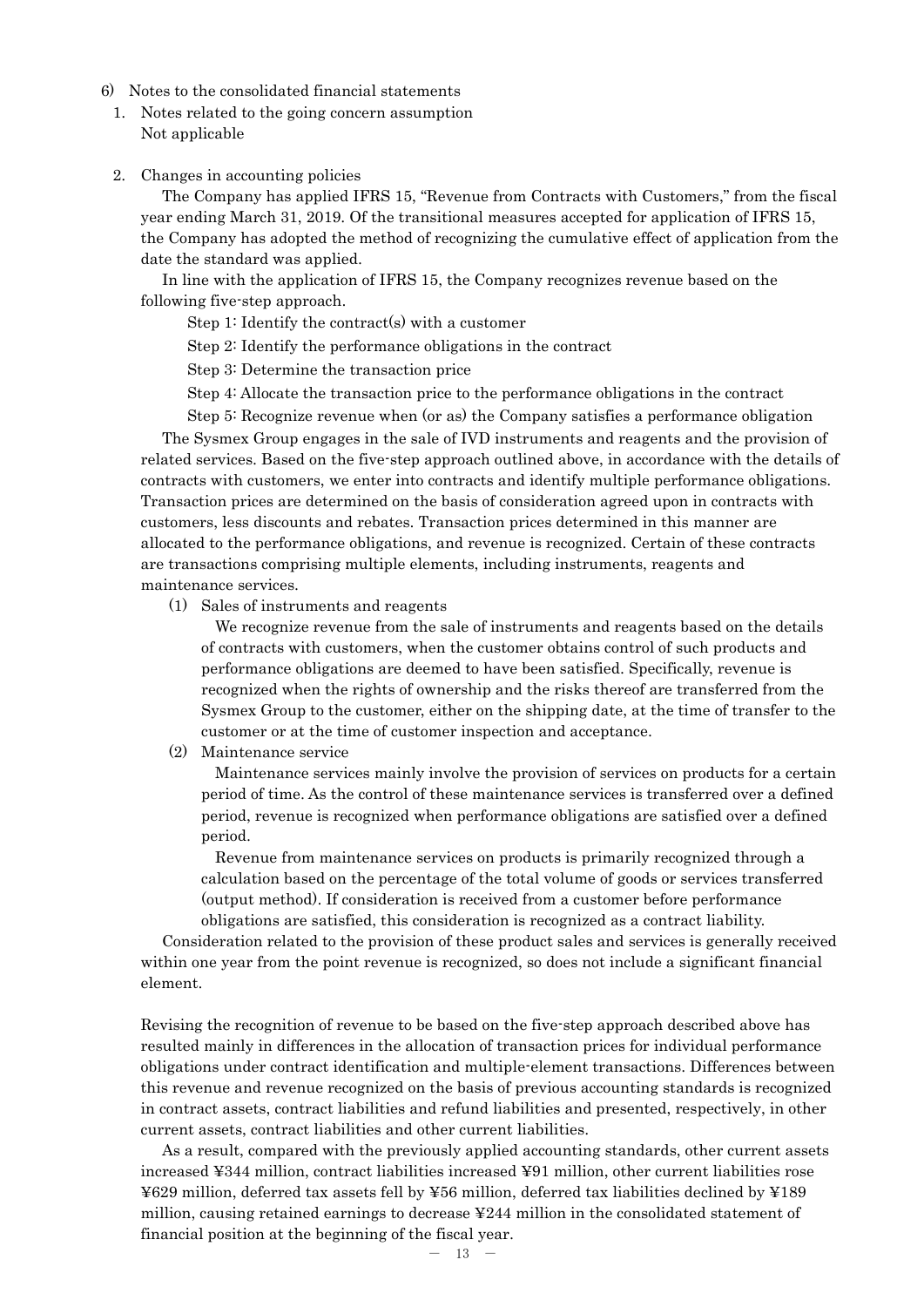6) Notes to the consolidated financial statements

1. Notes related to the going concern assumption
   Not applicable

2. Changes in accounting policies

   The Company has applied IFRS 15, "Revenue from Contracts with Customers," from the fiscal year ending March 31, 2019. Of the transitional measures accepted for application of IFRS 15, the Company has adopted the method of recognizing the cumulative effect of application from the date the standard was applied.

   In line with the application of IFRS 15, the Company recognizes revenue based on the following five-step approach.

   Step 1: Identify the contract(s) with a customer

   Step 2: Identify the performance obligations in the contract

   Step 3: Determine the transaction price

   Step 4: Allocate the transaction price to the performance obligations in the contract

   Step 5: Recognize revenue when (or as) the Company satisfies a performance obligation

   The Sysmex Group engages in the sale of IVD instruments and reagents and the provision of related services. Based on the five-step approach outlined above, in accordance with the details of contracts with customers, we enter into contracts and identify multiple performance obligations. Transaction prices are determined on the basis of consideration agreed upon in contracts with customers, less discounts and rebates. Transaction prices determined in this manner are allocated to the performance obligations, and revenue is recognized. Certain of these contracts are transactions comprising multiple elements, including instruments, reagents and maintenance services.

   (1) Sales of instruments and reagents

   We recognize revenue from the sale of instruments and reagents based on the details of contracts with customers, when the customer obtains control of such products and performance obligations are deemed to have been satisfied. Specifically, revenue is recognized when the rights of ownership and the risks thereof are transferred from the Sysmex Group to the customer, either on the shipping date, at the time of transfer to the customer or at the time of customer inspection and acceptance.

   (2) Maintenance service

   Maintenance services mainly involve the provision of services on products for a certain period of time. As the control of these maintenance services is transferred over a defined period, revenue is recognized when performance obligations are satisfied over a defined period.

   Revenue from maintenance services on products is primarily recognized through a calculation based on the percentage of the total volume of goods or services transferred (output method). If consideration is received from a customer before performance obligations are satisfied, this consideration is recognized as a contract liability.

   Consideration related to the provision of these product sales and services is generally received within one year from the point revenue is recognized, so does not include a significant financial element.

Revising the recognition of revenue to be based on the five-step approach described above has resulted mainly in differences in the allocation of transaction prices for individual performance obligations under contract identification and multiple-element transactions. Differences between this revenue and revenue recognized on the basis of previous accounting standards is recognized in contract assets, contract liabilities and refund liabilities and presented, respectively, in other current assets, contract liabilities and other current liabilities.

As a result, compared with the previously applied accounting standards, other current assets increased ¥344 million, contract liabilities increased ¥91 million, other current liabilities rose ¥629 million, deferred tax assets fell by ¥56 million, deferred tax liabilities declined by ¥189 million, causing retained earnings to decrease ¥244 million in the consolidated statement of financial position at the beginning of the fiscal year.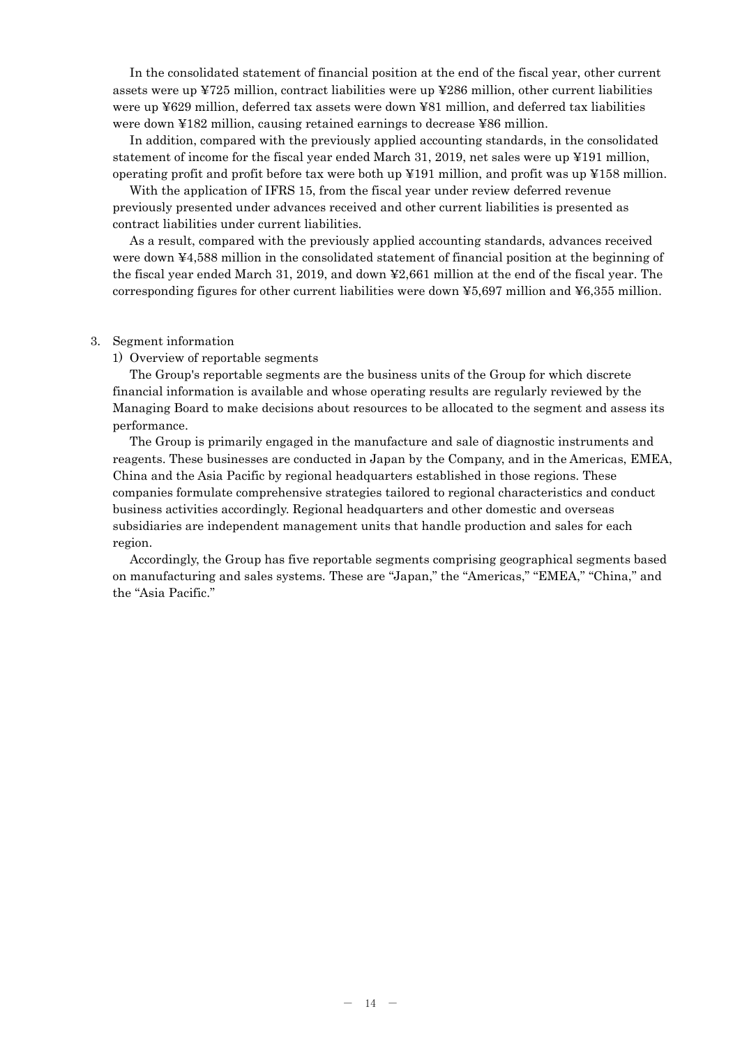In the consolidated statement of financial position at the end of the fiscal year, other current assets were up ¥725 million, contract liabilities were up ¥286 million, other current liabilities were up ¥629 million, deferred tax assets were down ¥81 million, and deferred tax liabilities were down ¥182 million, causing retained earnings to decrease ¥86 million.

In addition, compared with the previously applied accounting standards, in the consolidated statement of income for the fiscal year ended March 31, 2019, net sales were up ¥191 million, operating profit and profit before tax were both up ¥191 million, and profit was up ¥158 million.

With the application of IFRS 15, from the fiscal year under review deferred revenue previously presented under advances received and other current liabilities is presented as contract liabilities under current liabilities.

As a result, compared with the previously applied accounting standards, advances received were down ¥4,588 million in the consolidated statement of financial position at the beginning of the fiscal year ended March 31, 2019, and down ¥2,661 million at the end of the fiscal year. The corresponding figures for other current liabilities were down ¥5,697 million and ¥6,355 million.

3. Segment information

1) Overview of reportable segments

The Group's reportable segments are the business units of the Group for which discrete financial information is available and whose operating results are regularly reviewed by the Managing Board to make decisions about resources to be allocated to the segment and assess its performance.

The Group is primarily engaged in the manufacture and sale of diagnostic instruments and reagents. These businesses are conducted in Japan by the Company, and in the Americas, EMEA, China and the Asia Pacific by regional headquarters established in those regions. These companies formulate comprehensive strategies tailored to regional characteristics and conduct business activities accordingly. Regional headquarters and other domestic and overseas subsidiaries are independent management units that handle production and sales for each region.

Accordingly, the Group has five reportable segments comprising geographical segments based on manufacturing and sales systems. These are "Japan," the "Americas," "EMEA," "China," and the "Asia Pacific."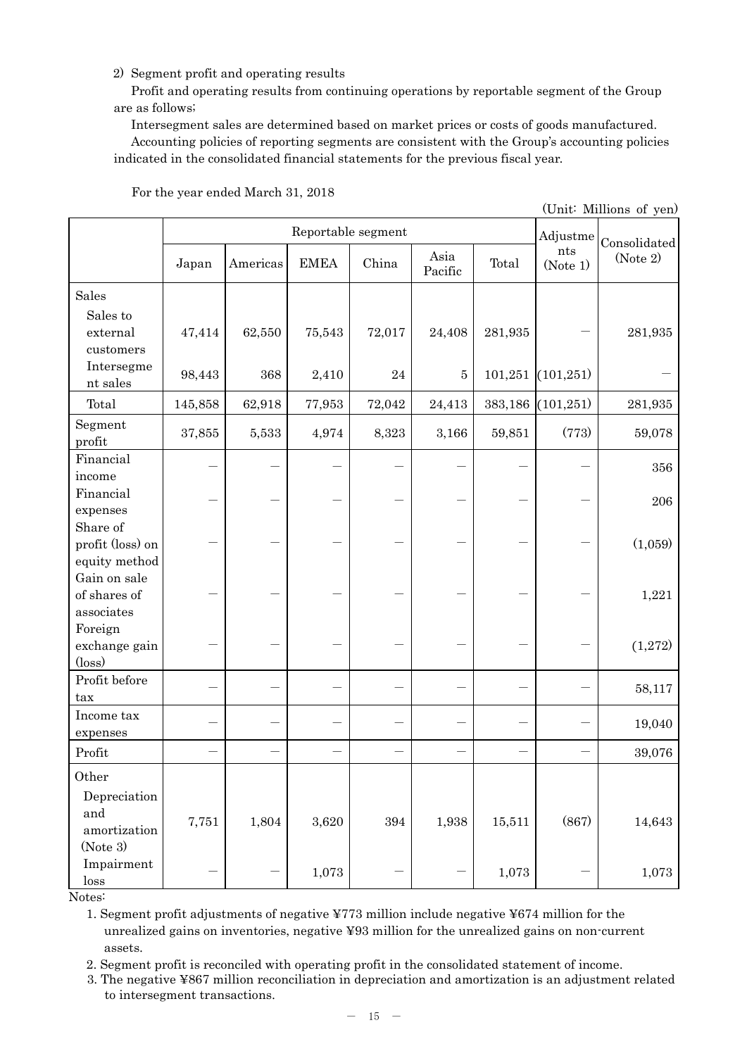2) Segment profit and operating results

Profit and operating results from continuing operations by reportable segment of the Group are as follows;

Intersegment sales are determined based on market prices or costs of goods manufactured.

Accounting policies of reporting segments are consistent with the Group's accounting policies indicated in the consolidated financial statements for the previous fiscal year.

For the year ended March 31, 2018

(Unit: Millions of yen)

| | Reportable segment | | | | | | Adjustments (Note 1) | Consolidated (Note 2) |
|---|---|---|---|---|---|---|---|---|
| | Japan | Americas | EMEA | China | Asia Pacific | Total | | |
| Sales | | | | | | | | |
| Sales to external customers | 47,414 | 62,550 | 75,543 | 72,017 | 24,408 | 281,935 | — | 281,935 |
| Intersegment sales | 98,443 | 368 | 2,410 | 24 | 5 | 101,251 | (101,251) | — |
| Total | 145,858 | 62,918 | 77,953 | 72,042 | 24,413 | 383,186 | (101,251) | 281,935 |
| Segment profit | 37,855 | 5,533 | 4,974 | 8,323 | 3,166 | 59,851 | (773) | 59,078 |
| Financial income | — | — | — | — | — | — | — | 356 |
| Financial expenses | — | — | — | — | — | — | — | 206 |
| Share of profit (loss) on equity method | — | — | — | — | — | — | — | (1,059) |
| Gain on sale of shares of associates | — | — | — | — | — | — | — | 1,221 |
| Foreign exchange gain (loss) | — | — | — | — | — | — | — | (1,272) |
| Profit before tax | — | — | — | — | — | — | — | 58,117 |
| Income tax expenses | — | — | — | — | — | — | — | 19,040 |
| Profit | — | — | — | — | — | — | — | 39,076 |
| Other | | | | | | | | |
| Depreciation and amortization (Note 3) | 7,751 | 1,804 | 3,620 | 394 | 1,938 | 15,511 | (867) | 14,643 |
| Impairment loss | — | — | 1,073 | — | — | 1,073 | — | 1,073 |

Notes:

1. Segment profit adjustments of negative ¥773 million include negative ¥674 million for the unrealized gains on inventories, negative ¥93 million for the unrealized gains on non-current assets.
2. Segment profit is reconciled with operating profit in the consolidated statement of income.
3. The negative ¥867 million reconciliation in depreciation and amortization is an adjustment related to intersegment transactions.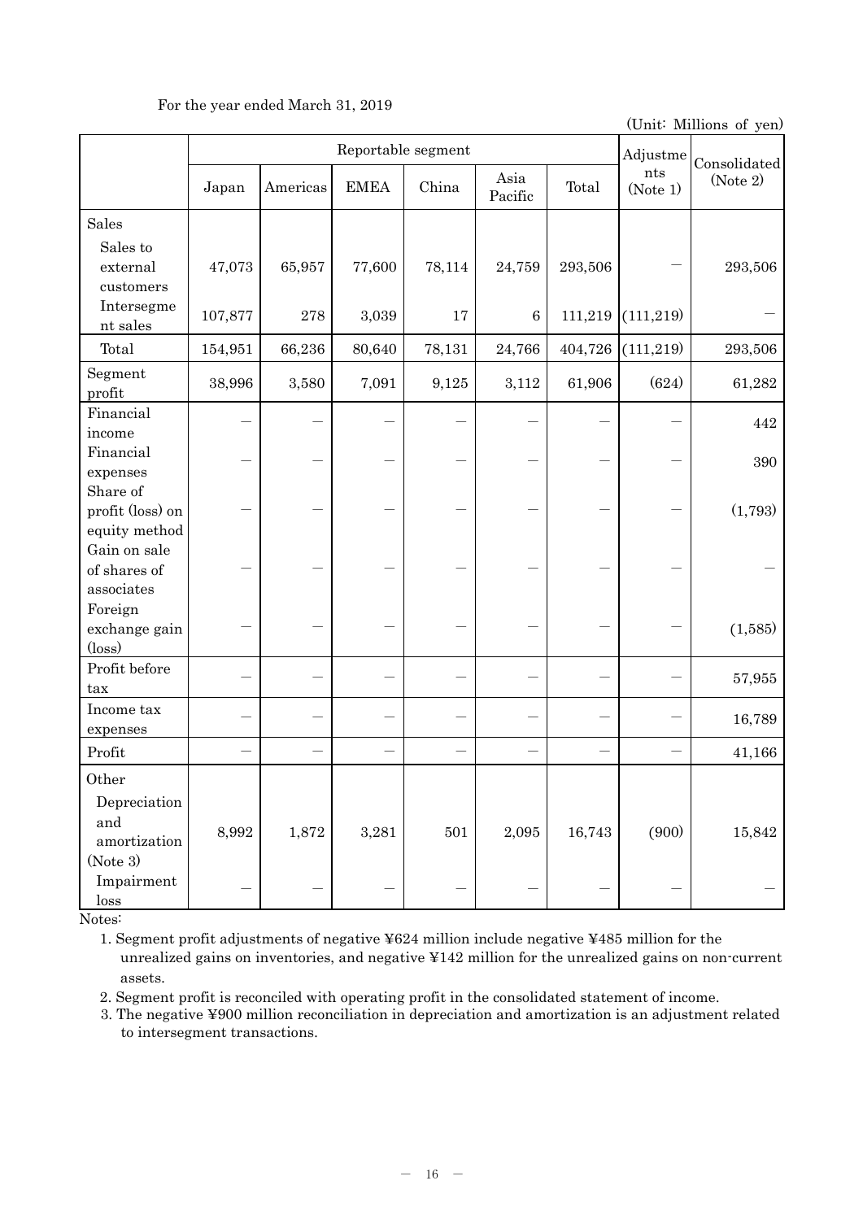For the year ended March 31, 2019

(Unit: Millions of yen)

| | Reportable segment | | | | | | Adjustments (Note 1) | Consolidated (Note 2) |
|---|---|---|---|---|---|---|---|---|
| | Japan | Americas | EMEA | China | Asia Pacific | Total | | |
| Sales | | | | | | | | |
| Sales to external customers | 47,073 | 65,957 | 77,600 | 78,114 | 24,759 | 293,506 | — | 293,506 |
| Intersegment sales | 107,877 | 278 | 3,039 | 17 | 6 | 111,219 | (111,219) | — |
| Total | 154,951 | 66,236 | 80,640 | 78,131 | 24,766 | 404,726 | (111,219) | 293,506 |
| Segment profit | 38,996 | 3,580 | 7,091 | 9,125 | 3,112 | 61,906 | (624) | 61,282 |
| Financial income | — | — | — | — | — | — | — | 442 |
| Financial expenses | — | — | — | — | — | — | — | 390 |
| Share of profit (loss) on equity method | — | — | — | — | — | — | — | (1,793) |
| Gain on sale of shares of associates | — | — | — | — | — | — | — | — |
| Foreign exchange gain (loss) | — | — | — | — | — | — | — | (1,585) |
| Profit before tax | — | — | — | — | — | — | — | 57,955 |
| Income tax expenses | — | — | — | — | — | — | — | 16,789 |
| Profit | — | — | — | — | — | — | — | 41,166 |
| Other | | | | | | | | |
| Depreciation and amortization (Note 3) | 8,992 | 1,872 | 3,281 | 501 | 2,095 | 16,743 | (900) | 15,842 |
| Impairment loss | — | — | — | — | — | — | — | — |

Notes:

1. Segment profit adjustments of negative ¥624 million include negative ¥485 million for the unrealized gains on inventories, and negative ¥142 million for the unrealized gains on non-current assets.
2. Segment profit is reconciled with operating profit in the consolidated statement of income.
3. The negative ¥900 million reconciliation in depreciation and amortization is an adjustment related to intersegment transactions.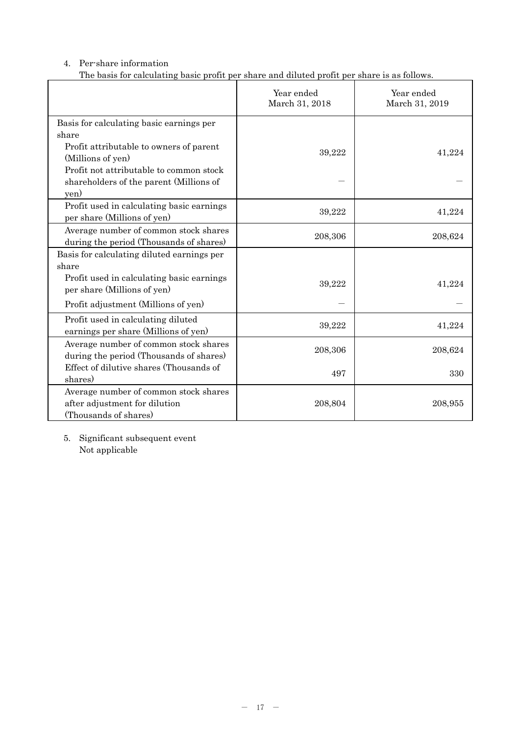4. Per-share information

The basis for calculating basic profit per share and diluted profit per share is as follows.

| | Year ended March 31, 2018 | Year ended March 31, 2019 |
|---|---|---|
| Basis for calculating basic earnings per share | | |
| Profit attributable to owners of parent (Millions of yen) | 39,222 | 41,224 |
| Profit not attributable to common stock shareholders of the parent (Millions of yen) | — | — |
| Profit used in calculating basic earnings per share (Millions of yen) | 39,222 | 41,224 |
| Average number of common stock shares during the period (Thousands of shares) | 208,306 | 208,624 |
| Basis for calculating diluted earnings per share | | |
| Profit used in calculating basic earnings per share (Millions of yen) | 39,222 | 41,224 |
| Profit adjustment (Millions of yen) | — | — |
| Profit used in calculating diluted earnings per share (Millions of yen) | 39,222 | 41,224 |
| Average number of common stock shares during the period (Thousands of shares) | 208,306 | 208,624 |
| Effect of dilutive shares (Thousands of shares) | 497 | 330 |
| Average number of common stock shares after adjustment for dilution (Thousands of shares) | 208,804 | 208,955 |

5. Significant subsequent event

Not applicable